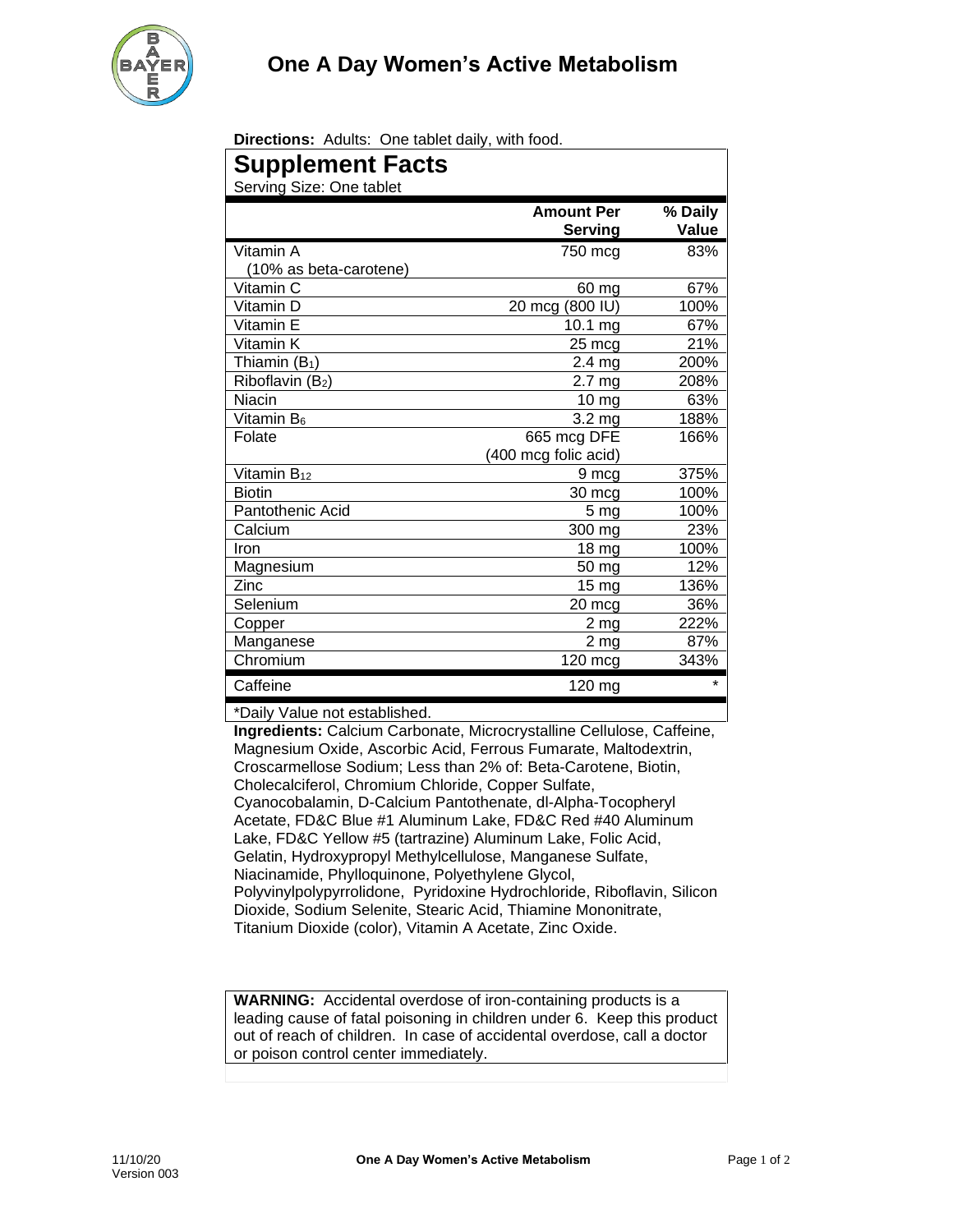# One A Day Women's Active Metabolism

**Directions:** Adults: One tablet daily, with food.

## Supplement Facts

Serving Size: One tablet

| | Amount Per Serving | % Daily Value |
|---|---|---|
| Vitamin A (10% as beta-carotene) | 750 mcg | 83% |
| Vitamin C | 60 mg | 67% |
| Vitamin D | 20 mcg (800 IU) | 100% |
| Vitamin E | 10.1 mg | 67% |
| Vitamin K | 25 mcg | 21% |
| Thiamin ($B_1$) | 2.4 mg | 200% |
| Riboflavin ($B_2$) | 2.7 mg | 208% |
| Niacin | 10 mg | 63% |
| Vitamin $B_6$ | 3.2 mg | 188% |
| Folate | 665 mcg DFE (400 mcg folic acid) | 166% |
| Vitamin $B_{12}$ | 9 mcg | 375% |
| Biotin | 30 mcg | 100% |
| Pantothenic Acid | 5 mg | 100% |
| Calcium | 300 mg | 23% |
| Iron | 18 mg | 100% |
| Magnesium | 50 mg | 12% |
| Zinc | 15 mg | 136% |
| Selenium | 20 mcg | 36% |
| Copper | 2 mg | 222% |
| Manganese | 2 mg | 87% |
| Chromium | 120 mcg | 343% |
| Caffeine | 120 mg | * |

*Daily Value not established.

**Ingredients:** Calcium Carbonate, Microcrystalline Cellulose, Caffeine, Magnesium Oxide, Ascorbic Acid, Ferrous Fumarate, Maltodextrin, Croscarmellose Sodium; Less than 2% of: Beta-Carotene, Biotin, Cholecalciferol, Chromium Chloride, Copper Sulfate, Cyanocobalamin, D-Calcium Pantothenate, dl-Alpha-Tocopheryl Acetate, FD&C Blue #1 Aluminum Lake, FD&C Red #40 Aluminum Lake, FD&C Yellow #5 (tartrazine) Aluminum Lake, Folic Acid, Gelatin, Hydroxypropyl Methylcellulose, Manganese Sulfate, Niacinamide, Phylloquinone, Polyethylene Glycol, Polyvinylpolypyrrolidone, Pyridoxine Hydrochloride, Riboflavin, Silicon Dioxide, Sodium Selenite, Stearic Acid, Thiamine Mononitrate, Titanium Dioxide (color), Vitamin A Acetate, Zinc Oxide.

**WARNING:** Accidental overdose of iron-containing products is a leading cause of fatal poisoning in children under 6. Keep this product out of reach of children. In case of accidental overdose, call a doctor or poison control center immediately.

11/10/20
Version 003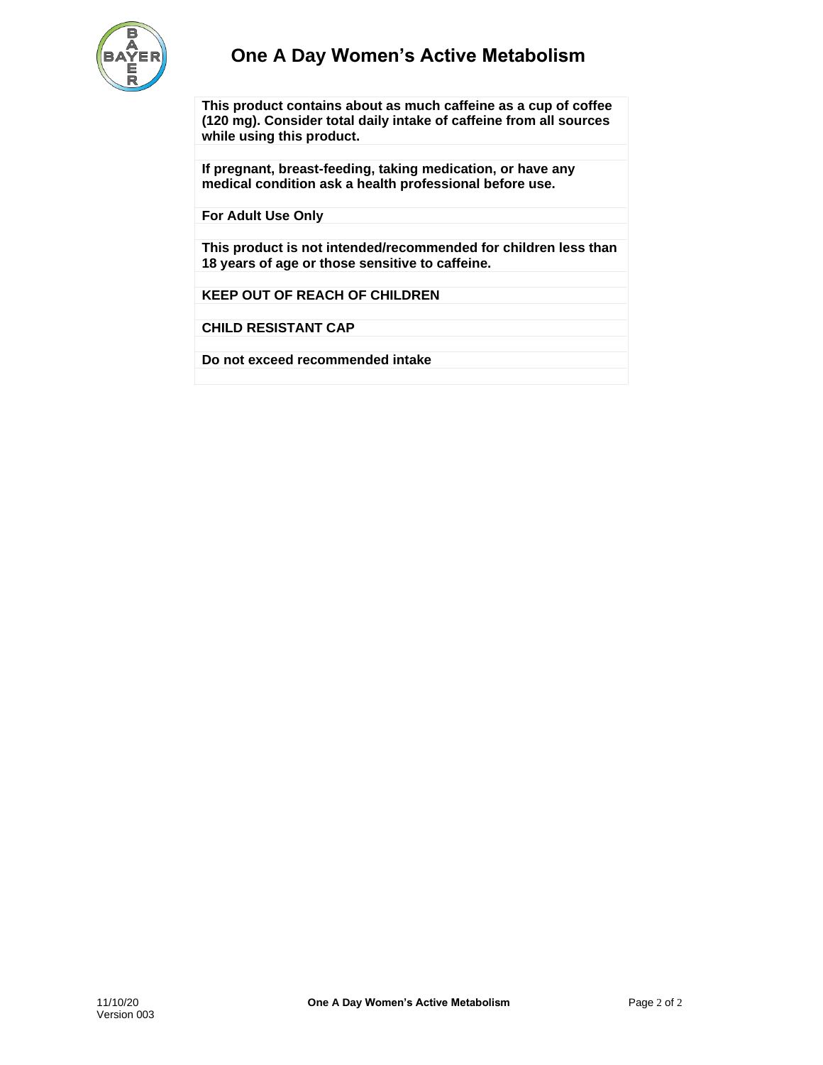**This product contains about as much caffeine as a cup of coffee (120 mg). Consider total daily intake of caffeine from all sources while using this product.**

**If pregnant, breast-feeding, taking medication, or have any medical condition ask a health professional before use.**

**For Adult Use Only**

**This product is not intended/recommended for children less than 18 years of age or those sensitive to caffeine.**

**KEEP OUT OF REACH OF CHILDREN**

**CHILD RESISTANT CAP**

**Do not exceed recommended intake**